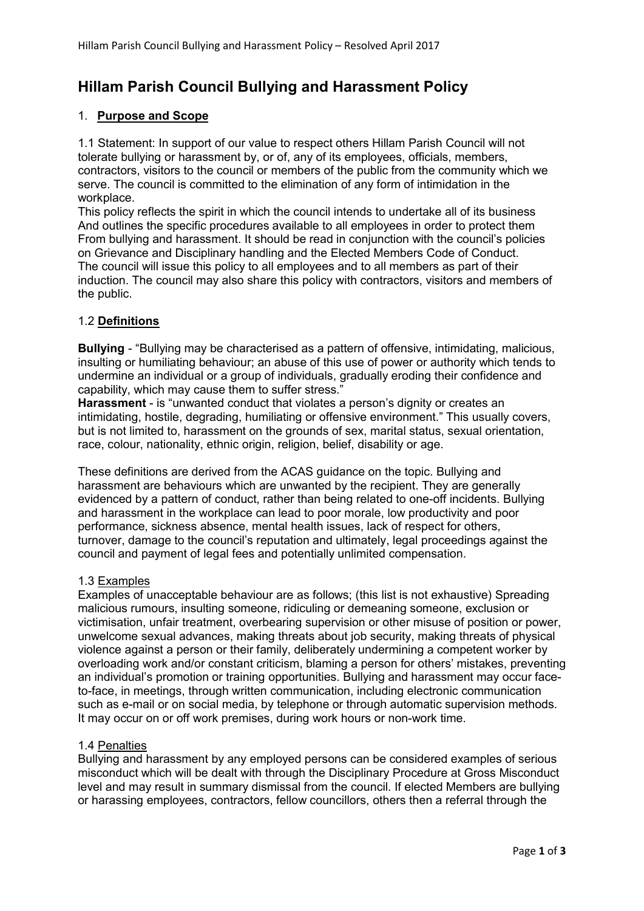# Hillam Parish Council Bullying and Harassment Policy

## 1. **Purpose and Scope**

1.1 Statement: In support of our value to respect others Hillam Parish Council will not tolerate bullying or harassment by, or of, any of its employees, officials, members, contractors, visitors to the council or members of the public from the community which we serve. The council is committed to the elimination of any form of intimidation in the workplace.
This policy reflects the spirit in which the council intends to undertake all of its business And outlines the specific procedures available to all employees in order to protect them From bullying and harassment. It should be read in conjunction with the council's policies on Grievance and Disciplinary handling and the Elected Members Code of Conduct.
The council will issue this policy to all employees and to all members as part of their induction. The council may also share this policy with contractors, visitors and members of the public.

### 1.2 **Definitions**

**Bullying** - "Bullying may be characterised as a pattern of offensive, intimidating, malicious, insulting or humiliating behaviour; an abuse of this use of power or authority which tends to undermine an individual or a group of individuals, gradually eroding their confidence and capability, which may cause them to suffer stress."
**Harassment** - is "unwanted conduct that violates a person's dignity or creates an intimidating, hostile, degrading, humiliating or offensive environment." This usually covers, but is not limited to, harassment on the grounds of sex, marital status, sexual orientation, race, colour, nationality, ethnic origin, religion, belief, disability or age.

These definitions are derived from the ACAS guidance on the topic. Bullying and harassment are behaviours which are unwanted by the recipient. They are generally evidenced by a pattern of conduct, rather than being related to one-off incidents. Bullying and harassment in the workplace can lead to poor morale, low productivity and poor performance, sickness absence, mental health issues, lack of respect for others, turnover, damage to the council's reputation and ultimately, legal proceedings against the council and payment of legal fees and potentially unlimited compensation.

### 1.3 Examples

Examples of unacceptable behaviour are as follows; (this list is not exhaustive) Spreading malicious rumours, insulting someone, ridiculing or demeaning someone, exclusion or victimisation, unfair treatment, overbearing supervision or other misuse of position or power, unwelcome sexual advances, making threats about job security, making threats of physical violence against a person or their family, deliberately undermining a competent worker by overloading work and/or constant criticism, blaming a person for others' mistakes, preventing an individual's promotion or training opportunities. Bullying and harassment may occur face-to-face, in meetings, through written communication, including electronic communication such as e-mail or on social media, by telephone or through automatic supervision methods. It may occur on or off work premises, during work hours or non-work time.

### 1.4 Penalties

Bullying and harassment by any employed persons can be considered examples of serious misconduct which will be dealt with through the Disciplinary Procedure at Gross Misconduct level and may result in summary dismissal from the council. If elected Members are bullying or harassing employees, contractors, fellow councillors, others then a referral through the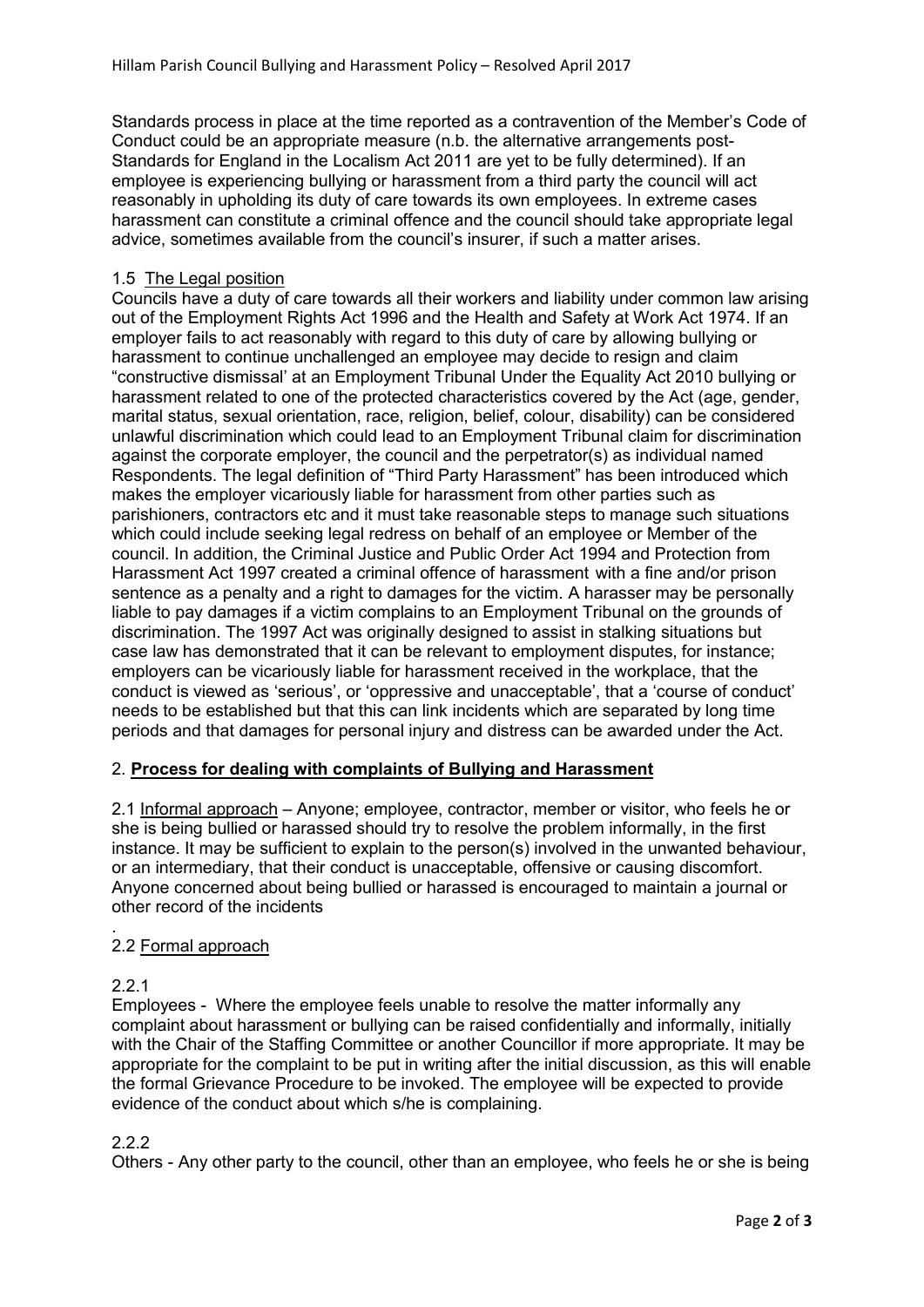Standards process in place at the time reported as a contravention of the Member's Code of Conduct could be an appropriate measure (n.b. the alternative arrangements post-Standards for England in the Localism Act 2011 are yet to be fully determined). If an employee is experiencing bullying or harassment from a third party the council will act reasonably in upholding its duty of care towards its own employees. In extreme cases harassment can constitute a criminal offence and the council should take appropriate legal advice, sometimes available from the council's insurer, if such a matter arises.

### 1.5 The Legal position

Councils have a duty of care towards all their workers and liability under common law arising out of the Employment Rights Act 1996 and the Health and Safety at Work Act 1974. If an employer fails to act reasonably with regard to this duty of care by allowing bullying or harassment to continue unchallenged an employee may decide to resign and claim "constructive dismissal' at an Employment Tribunal Under the Equality Act 2010 bullying or harassment related to one of the protected characteristics covered by the Act (age, gender, marital status, sexual orientation, race, religion, belief, colour, disability) can be considered unlawful discrimination which could lead to an Employment Tribunal claim for discrimination against the corporate employer, the council and the perpetrator(s) as individual named Respondents. The legal definition of "Third Party Harassment" has been introduced which makes the employer vicariously liable for harassment from other parties such as parishioners, contractors etc and it must take reasonable steps to manage such situations which could include seeking legal redress on behalf of an employee or Member of the council. In addition, the Criminal Justice and Public Order Act 1994 and Protection from Harassment Act 1997 created a criminal offence of harassment with a fine and/or prison sentence as a penalty and a right to damages for the victim. A harasser may be personally liable to pay damages if a victim complains to an Employment Tribunal on the grounds of discrimination. The 1997 Act was originally designed to assist in stalking situations but case law has demonstrated that it can be relevant to employment disputes, for instance; employers can be vicariously liable for harassment received in the workplace, that the conduct is viewed as 'serious', or 'oppressive and unacceptable', that a 'course of conduct' needs to be established but that this can link incidents which are separated by long time periods and that damages for personal injury and distress can be awarded under the Act.

## 2. Process for dealing with complaints of Bullying and Harassment

2.1 Informal approach – Anyone; employee, contractor, member or visitor, who feels he or she is being bullied or harassed should try to resolve the problem informally, in the first instance. It may be sufficient to explain to the person(s) involved in the unwanted behaviour, or an intermediary, that their conduct is unacceptable, offensive or causing discomfort. Anyone concerned about being bullied or harassed is encouraged to maintain a journal or other record of the incidents

.

### 2.2 Formal approach

2.2.1

Employees - Where the employee feels unable to resolve the matter informally any complaint about harassment or bullying can be raised confidentially and informally, initially with the Chair of the Staffing Committee or another Councillor if more appropriate. It may be appropriate for the complaint to be put in writing after the initial discussion, as this will enable the formal Grievance Procedure to be invoked. The employee will be expected to provide evidence of the conduct about which s/he is complaining.

2.2.2

Others - Any other party to the council, other than an employee, who feels he or she is being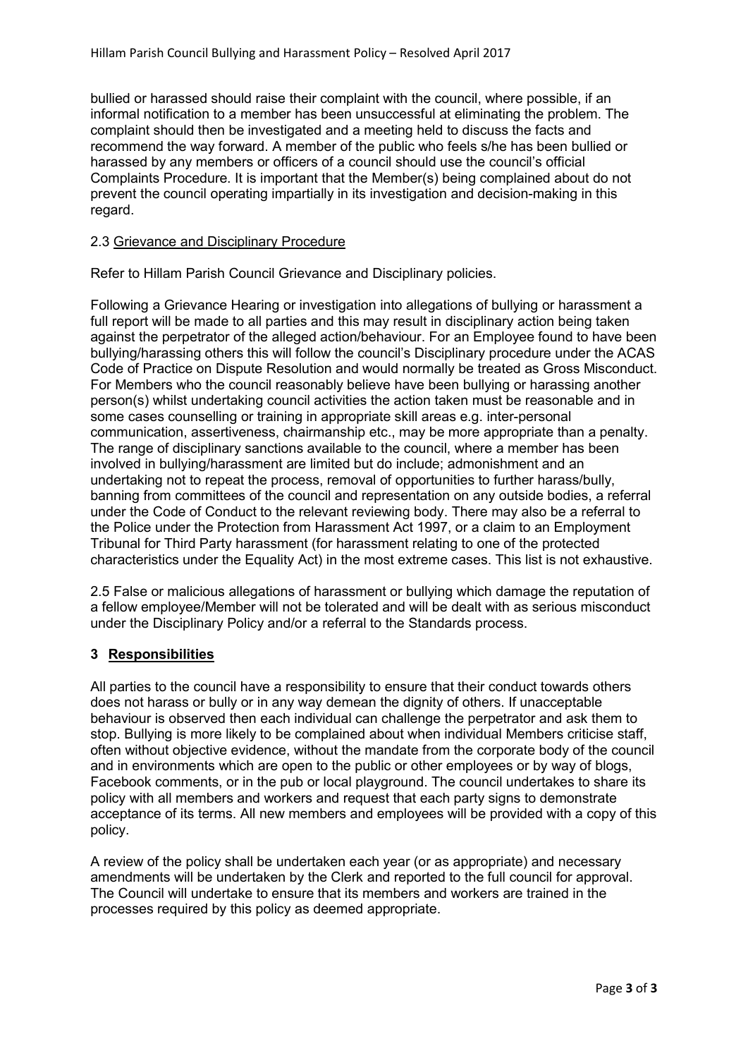bullied or harassed should raise their complaint with the council, where possible, if an informal notification to a member has been unsuccessful at eliminating the problem. The complaint should then be investigated and a meeting held to discuss the facts and recommend the way forward. A member of the public who feels s/he has been bullied or harassed by any members or officers of a council should use the council's official Complaints Procedure. It is important that the Member(s) being complained about do not prevent the council operating impartially in its investigation and decision-making in this regard.

### 2.3 Grievance and Disciplinary Procedure

Refer to Hillam Parish Council Grievance and Disciplinary policies.

Following a Grievance Hearing or investigation into allegations of bullying or harassment a full report will be made to all parties and this may result in disciplinary action being taken against the perpetrator of the alleged action/behaviour. For an Employee found to have been bullying/harassing others this will follow the council's Disciplinary procedure under the ACAS Code of Practice on Dispute Resolution and would normally be treated as Gross Misconduct. For Members who the council reasonably believe have been bullying or harassing another person(s) whilst undertaking council activities the action taken must be reasonable and in some cases counselling or training in appropriate skill areas e.g. inter-personal communication, assertiveness, chairmanship etc., may be more appropriate than a penalty. The range of disciplinary sanctions available to the council, where a member has been involved in bullying/harassment are limited but do include; admonishment and an undertaking not to repeat the process, removal of opportunities to further harass/bully, banning from committees of the council and representation on any outside bodies, a referral under the Code of Conduct to the relevant reviewing body. There may also be a referral to the Police under the Protection from Harassment Act 1997, or a claim to an Employment Tribunal for Third Party harassment (for harassment relating to one of the protected characteristics under the Equality Act) in the most extreme cases. This list is not exhaustive.

2.5 False or malicious allegations of harassment or bullying which damage the reputation of a fellow employee/Member will not be tolerated and will be dealt with as serious misconduct under the Disciplinary Policy and/or a referral to the Standards process.

## 3 Responsibilities

All parties to the council have a responsibility to ensure that their conduct towards others does not harass or bully or in any way demean the dignity of others. If unacceptable behaviour is observed then each individual can challenge the perpetrator and ask them to stop. Bullying is more likely to be complained about when individual Members criticise staff, often without objective evidence, without the mandate from the corporate body of the council and in environments which are open to the public or other employees or by way of blogs, Facebook comments, or in the pub or local playground. The council undertakes to share its policy with all members and workers and request that each party signs to demonstrate acceptance of its terms. All new members and employees will be provided with a copy of this policy.

A review of the policy shall be undertaken each year (or as appropriate) and necessary amendments will be undertaken by the Clerk and reported to the full council for approval. The Council will undertake to ensure that its members and workers are trained in the processes required by this policy as deemed appropriate.